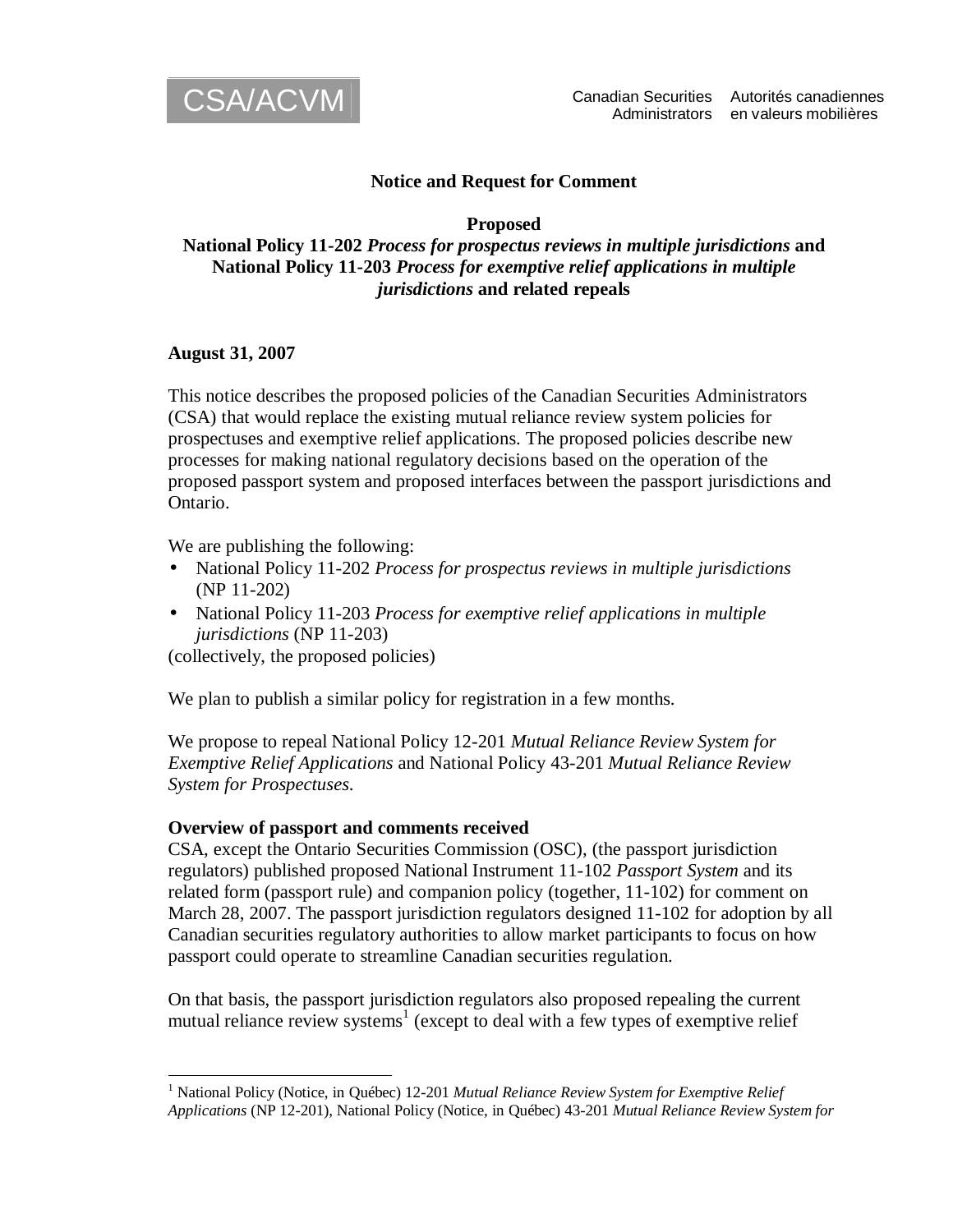CSA/ACVM

Canadian Securities Administrators    Autorités canadiennes en valeurs mobilières

**Notice and Request for Comment**

**Proposed**
**National Policy 11-202 *Process for prospectus reviews in multiple jurisdictions* and National Policy 11-203 *Process for exemptive relief applications in multiple jurisdictions* and related repeals**

**August 31, 2007**

This notice describes the proposed policies of the Canadian Securities Administrators (CSA) that would replace the existing mutual reliance review system policies for prospectuses and exemptive relief applications. The proposed policies describe new processes for making national regulatory decisions based on the operation of the proposed passport system and proposed interfaces between the passport jurisdictions and Ontario.

We are publishing the following:

- National Policy 11-202 *Process for prospectus reviews in multiple jurisdictions* (NP 11-202)
- National Policy 11-203 *Process for exemptive relief applications in multiple jurisdictions* (NP 11-203)

(collectively, the proposed policies)

We plan to publish a similar policy for registration in a few months.

We propose to repeal National Policy 12-201 *Mutual Reliance Review System for Exemptive Relief Applications* and National Policy 43-201 *Mutual Reliance Review System for Prospectuses*.

**Overview of passport and comments received**

CSA, except the Ontario Securities Commission (OSC), (the passport jurisdiction regulators) published proposed National Instrument 11-102 *Passport System* and its related form (passport rule) and companion policy (together, 11-102) for comment on March 28, 2007. The passport jurisdiction regulators designed 11-102 for adoption by all Canadian securities regulatory authorities to allow market participants to focus on how passport could operate to streamline Canadian securities regulation.

On that basis, the passport jurisdiction regulators also proposed repealing the current mutual reliance review systems[1] (except to deal with a few types of exemptive relief

[1] National Policy (Notice, in Québec) 12-201 *Mutual Reliance Review System for Exemptive Relief Applications* (NP 12-201), National Policy (Notice, in Québec) 43-201 *Mutual Reliance Review System for*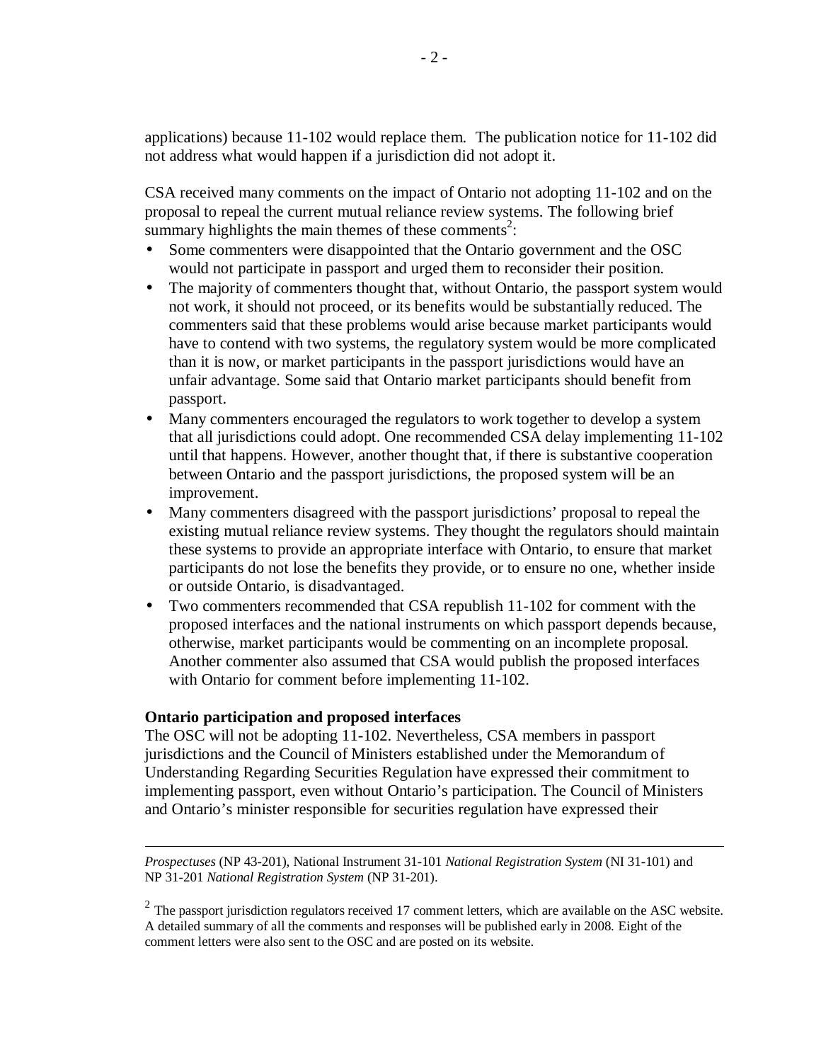applications) because 11-102 would replace them. The publication notice for 11-102 did not address what would happen if a jurisdiction did not adopt it.

CSA received many comments on the impact of Ontario not adopting 11-102 and on the proposal to repeal the current mutual reliance review systems. The following brief summary highlights the main themes of these comments[2]:

- Some commenters were disappointed that the Ontario government and the OSC would not participate in passport and urged them to reconsider their position.
- The majority of commenters thought that, without Ontario, the passport system would not work, it should not proceed, or its benefits would be substantially reduced. The commenters said that these problems would arise because market participants would have to contend with two systems, the regulatory system would be more complicated than it is now, or market participants in the passport jurisdictions would have an unfair advantage. Some said that Ontario market participants should benefit from passport.
- Many commenters encouraged the regulators to work together to develop a system that all jurisdictions could adopt. One recommended CSA delay implementing 11-102 until that happens. However, another thought that, if there is substantive cooperation between Ontario and the passport jurisdictions, the proposed system will be an improvement.
- Many commenters disagreed with the passport jurisdictions' proposal to repeal the existing mutual reliance review systems. They thought the regulators should maintain these systems to provide an appropriate interface with Ontario, to ensure that market participants do not lose the benefits they provide, or to ensure no one, whether inside or outside Ontario, is disadvantaged.
- Two commenters recommended that CSA republish 11-102 for comment with the proposed interfaces and the national instruments on which passport depends because, otherwise, market participants would be commenting on an incomplete proposal. Another commenter also assumed that CSA would publish the proposed interfaces with Ontario for comment before implementing 11-102.

**Ontario participation and proposed interfaces**

The OSC will not be adopting 11-102. Nevertheless, CSA members in passport jurisdictions and the Council of Ministers established under the Memorandum of Understanding Regarding Securities Regulation have expressed their commitment to implementing passport, even without Ontario's participation. The Council of Ministers and Ontario's minister responsible for securities regulation have expressed their

---

*Prospectuses* (NP 43-201), National Instrument 31-101 *National Registration System* (NI 31-101) and NP 31-201 *National Registration System* (NP 31-201).

[2] The passport jurisdiction regulators received 17 comment letters, which are available on the ASC website. A detailed summary of all the comments and responses will be published early in 2008. Eight of the comment letters were also sent to the OSC and are posted on its website.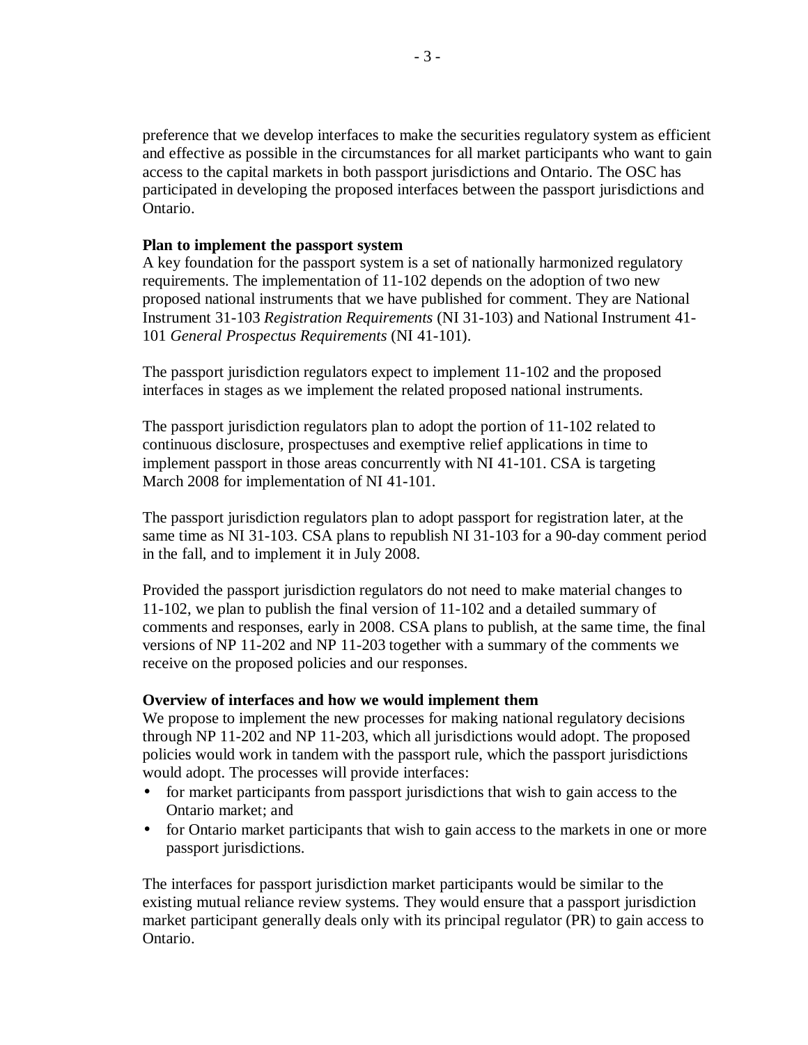preference that we develop interfaces to make the securities regulatory system as efficient and effective as possible in the circumstances for all market participants who want to gain access to the capital markets in both passport jurisdictions and Ontario. The OSC has participated in developing the proposed interfaces between the passport jurisdictions and Ontario.

**Plan to implement the passport system**

A key foundation for the passport system is a set of nationally harmonized regulatory requirements. The implementation of 11-102 depends on the adoption of two new proposed national instruments that we have published for comment. They are National Instrument 31-103 *Registration Requirements* (NI 31-103) and National Instrument 41-101 *General Prospectus Requirements* (NI 41-101).

The passport jurisdiction regulators expect to implement 11-102 and the proposed interfaces in stages as we implement the related proposed national instruments.

The passport jurisdiction regulators plan to adopt the portion of 11-102 related to continuous disclosure, prospectuses and exemptive relief applications in time to implement passport in those areas concurrently with NI 41-101. CSA is targeting March 2008 for implementation of NI 41-101.

The passport jurisdiction regulators plan to adopt passport for registration later, at the same time as NI 31-103. CSA plans to republish NI 31-103 for a 90-day comment period in the fall, and to implement it in July 2008.

Provided the passport jurisdiction regulators do not need to make material changes to 11-102, we plan to publish the final version of 11-102 and a detailed summary of comments and responses, early in 2008. CSA plans to publish, at the same time, the final versions of NP 11-202 and NP 11-203 together with a summary of the comments we receive on the proposed policies and our responses.

**Overview of interfaces and how we would implement them**

We propose to implement the new processes for making national regulatory decisions through NP 11-202 and NP 11-203, which all jurisdictions would adopt. The proposed policies would work in tandem with the passport rule, which the passport jurisdictions would adopt. The processes will provide interfaces:

- for market participants from passport jurisdictions that wish to gain access to the Ontario market; and
- for Ontario market participants that wish to gain access to the markets in one or more passport jurisdictions.

The interfaces for passport jurisdiction market participants would be similar to the existing mutual reliance review systems. They would ensure that a passport jurisdiction market participant generally deals only with its principal regulator (PR) to gain access to Ontario.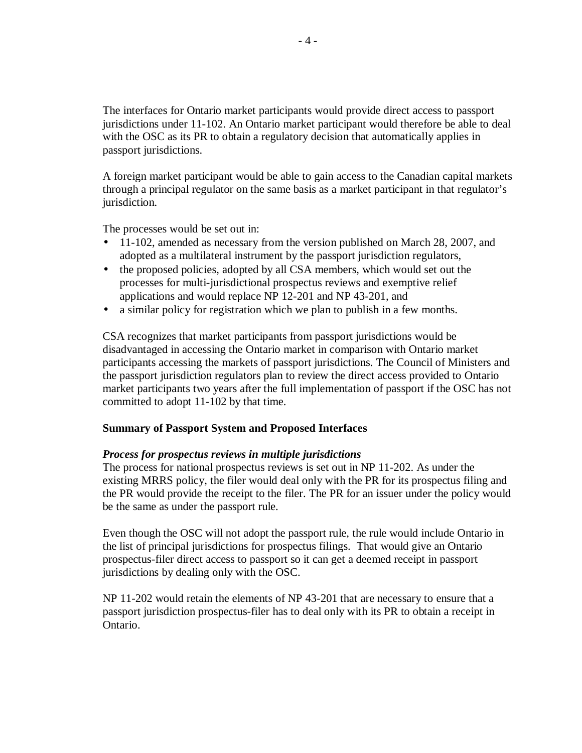The interfaces for Ontario market participants would provide direct access to passport jurisdictions under 11-102. An Ontario market participant would therefore be able to deal with the OSC as its PR to obtain a regulatory decision that automatically applies in passport jurisdictions.

A foreign market participant would be able to gain access to the Canadian capital markets through a principal regulator on the same basis as a market participant in that regulator's jurisdiction.

The processes would be set out in:

- 11-102, amended as necessary from the version published on March 28, 2007, and adopted as a multilateral instrument by the passport jurisdiction regulators,
- the proposed policies, adopted by all CSA members, which would set out the processes for multi-jurisdictional prospectus reviews and exemptive relief applications and would replace NP 12-201 and NP 43-201, and
- a similar policy for registration which we plan to publish in a few months.

CSA recognizes that market participants from passport jurisdictions would be disadvantaged in accessing the Ontario market in comparison with Ontario market participants accessing the markets of passport jurisdictions. The Council of Ministers and the passport jurisdiction regulators plan to review the direct access provided to Ontario market participants two years after the full implementation of passport if the OSC has not committed to adopt 11-102 by that time.

**Summary of Passport System and Proposed Interfaces**

***Process for prospectus reviews in multiple jurisdictions***

The process for national prospectus reviews is set out in NP 11-202. As under the existing MRRS policy, the filer would deal only with the PR for its prospectus filing and the PR would provide the receipt to the filer. The PR for an issuer under the policy would be the same as under the passport rule.

Even though the OSC will not adopt the passport rule, the rule would include Ontario in the list of principal jurisdictions for prospectus filings. That would give an Ontario prospectus-filer direct access to passport so it can get a deemed receipt in passport jurisdictions by dealing only with the OSC.

NP 11-202 would retain the elements of NP 43-201 that are necessary to ensure that a passport jurisdiction prospectus-filer has to deal only with its PR to obtain a receipt in Ontario.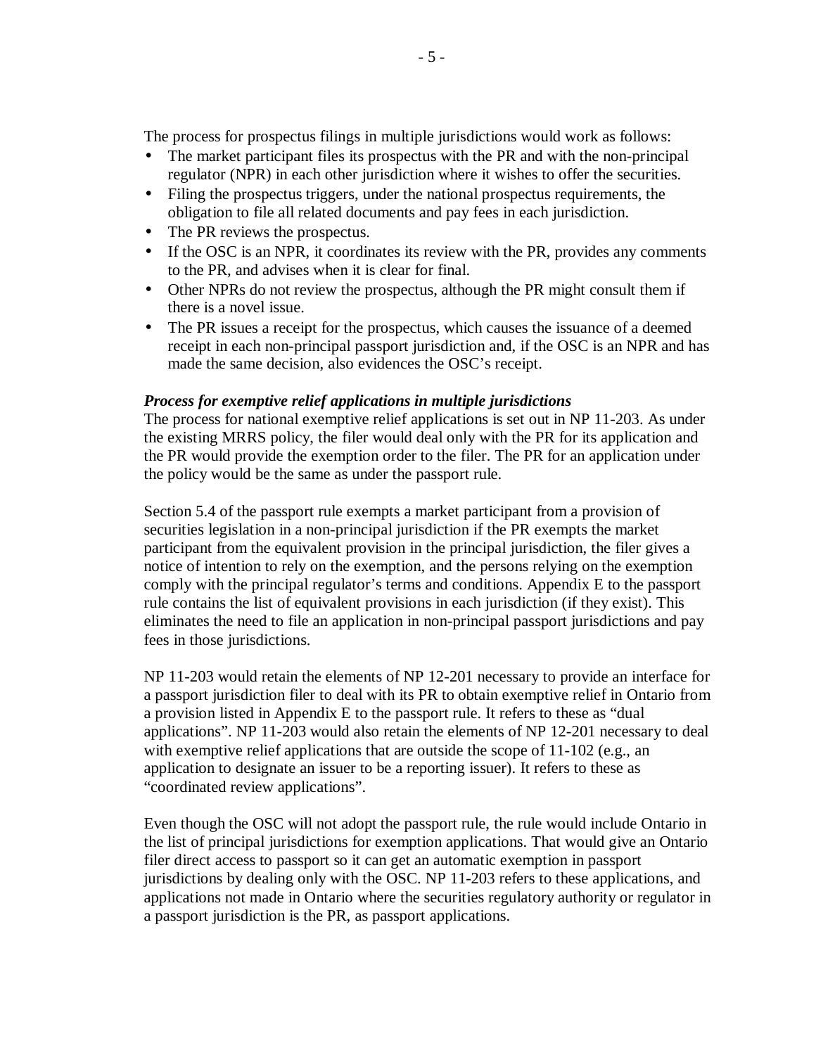The process for prospectus filings in multiple jurisdictions would work as follows:

- The market participant files its prospectus with the PR and with the non-principal regulator (NPR) in each other jurisdiction where it wishes to offer the securities.
- Filing the prospectus triggers, under the national prospectus requirements, the obligation to file all related documents and pay fees in each jurisdiction.
- The PR reviews the prospectus.
- If the OSC is an NPR, it coordinates its review with the PR, provides any comments to the PR, and advises when it is clear for final.
- Other NPRs do not review the prospectus, although the PR might consult them if there is a novel issue.
- The PR issues a receipt for the prospectus, which causes the issuance of a deemed receipt in each non-principal passport jurisdiction and, if the OSC is an NPR and has made the same decision, also evidences the OSC's receipt.

***Process for exemptive relief applications in multiple jurisdictions***

The process for national exemptive relief applications is set out in NP 11-203. As under the existing MRRS policy, the filer would deal only with the PR for its application and the PR would provide the exemption order to the filer. The PR for an application under the policy would be the same as under the passport rule.

Section 5.4 of the passport rule exempts a market participant from a provision of securities legislation in a non-principal jurisdiction if the PR exempts the market participant from the equivalent provision in the principal jurisdiction, the filer gives a notice of intention to rely on the exemption, and the persons relying on the exemption comply with the principal regulator's terms and conditions. Appendix E to the passport rule contains the list of equivalent provisions in each jurisdiction (if they exist). This eliminates the need to file an application in non-principal passport jurisdictions and pay fees in those jurisdictions.

NP 11-203 would retain the elements of NP 12-201 necessary to provide an interface for a passport jurisdiction filer to deal with its PR to obtain exemptive relief in Ontario from a provision listed in Appendix E to the passport rule. It refers to these as "dual applications". NP 11-203 would also retain the elements of NP 12-201 necessary to deal with exemptive relief applications that are outside the scope of 11-102 (e.g., an application to designate an issuer to be a reporting issuer). It refers to these as "coordinated review applications".

Even though the OSC will not adopt the passport rule, the rule would include Ontario in the list of principal jurisdictions for exemption applications. That would give an Ontario filer direct access to passport so it can get an automatic exemption in passport jurisdictions by dealing only with the OSC. NP 11-203 refers to these applications, and applications not made in Ontario where the securities regulatory authority or regulator in a passport jurisdiction is the PR, as passport applications.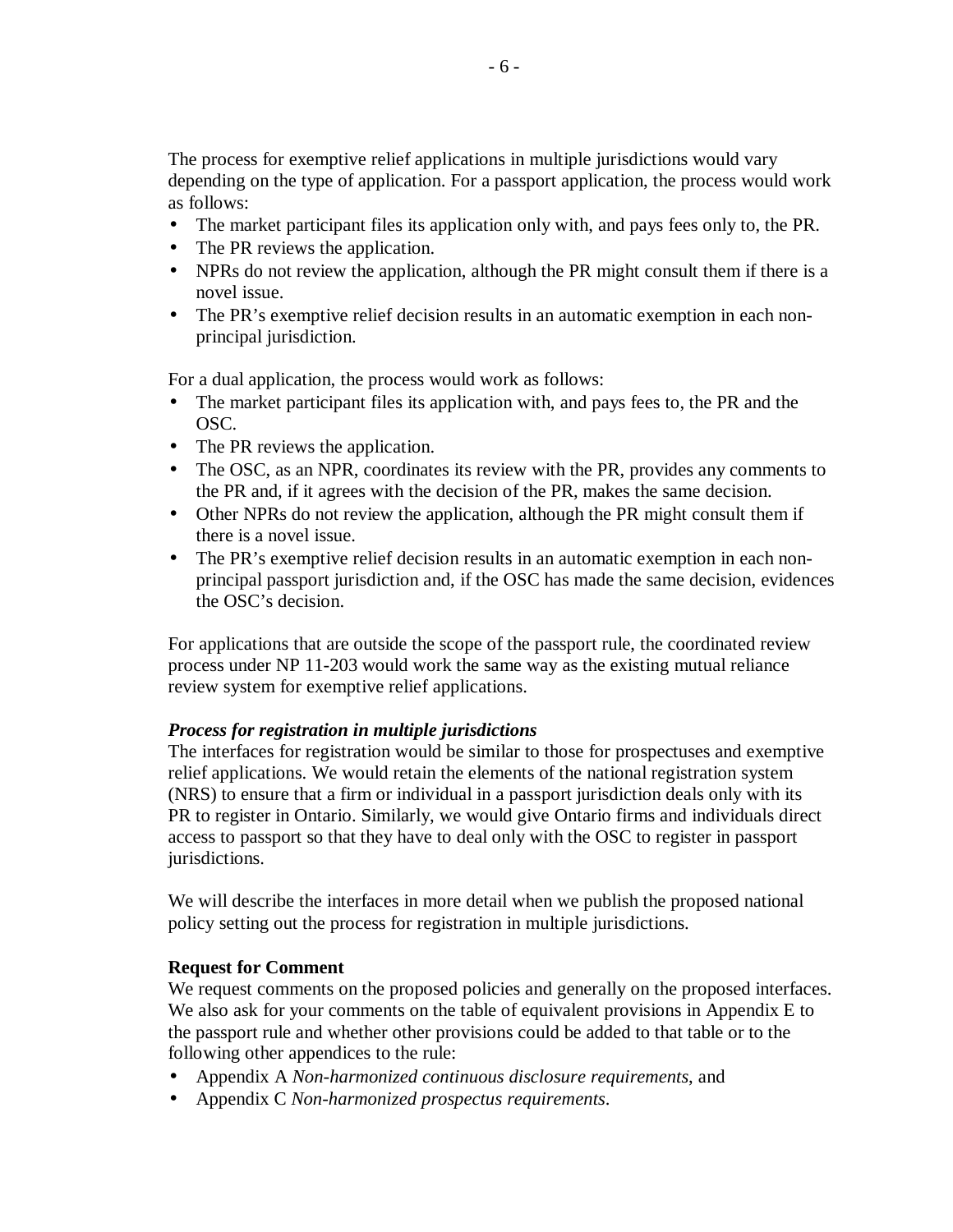The process for exemptive relief applications in multiple jurisdictions would vary depending on the type of application. For a passport application, the process would work as follows:

- The market participant files its application only with, and pays fees only to, the PR.
- The PR reviews the application.
- NPRs do not review the application, although the PR might consult them if there is a novel issue.
- The PR's exemptive relief decision results in an automatic exemption in each non-principal jurisdiction.

For a dual application, the process would work as follows:

- The market participant files its application with, and pays fees to, the PR and the OSC.
- The PR reviews the application.
- The OSC, as an NPR, coordinates its review with the PR, provides any comments to the PR and, if it agrees with the decision of the PR, makes the same decision.
- Other NPRs do not review the application, although the PR might consult them if there is a novel issue.
- The PR's exemptive relief decision results in an automatic exemption in each non-principal passport jurisdiction and, if the OSC has made the same decision, evidences the OSC's decision.

For applications that are outside the scope of the passport rule, the coordinated review process under NP 11-203 would work the same way as the existing mutual reliance review system for exemptive relief applications.

***Process for registration in multiple jurisdictions***

The interfaces for registration would be similar to those for prospectuses and exemptive relief applications. We would retain the elements of the national registration system (NRS) to ensure that a firm or individual in a passport jurisdiction deals only with its PR to register in Ontario. Similarly, we would give Ontario firms and individuals direct access to passport so that they have to deal only with the OSC to register in passport jurisdictions.

We will describe the interfaces in more detail when we publish the proposed national policy setting out the process for registration in multiple jurisdictions.

**Request for Comment**

We request comments on the proposed policies and generally on the proposed interfaces. We also ask for your comments on the table of equivalent provisions in Appendix E to the passport rule and whether other provisions could be added to that table or to the following other appendices to the rule:

- Appendix A *Non-harmonized continuous disclosure requirements*, and
- Appendix C *Non-harmonized prospectus requirements*.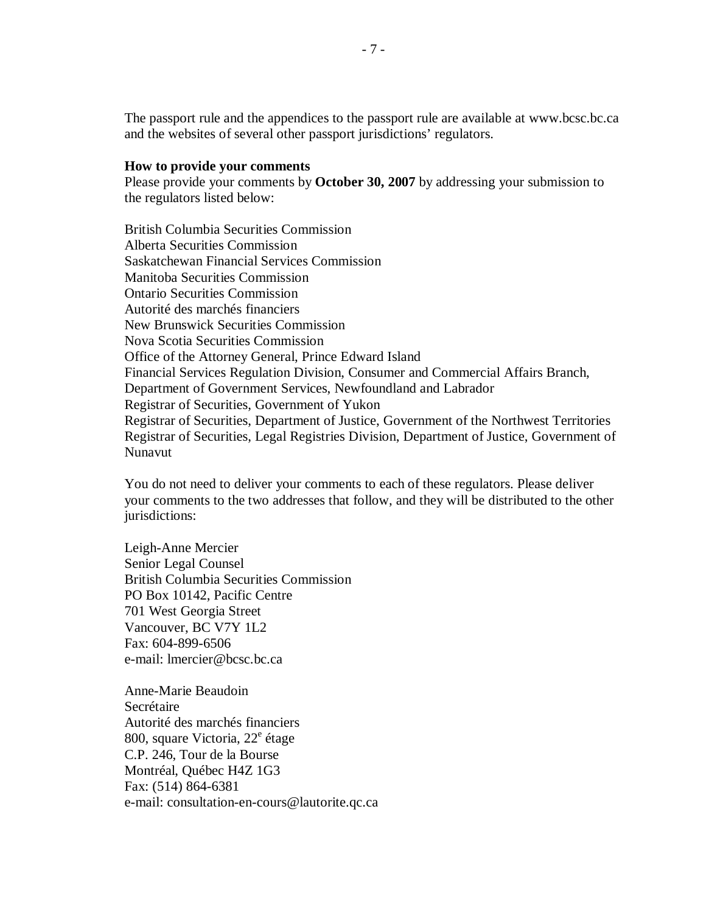The passport rule and the appendices to the passport rule are available at www.bcsc.bc.ca and the websites of several other passport jurisdictions' regulators.

**How to provide your comments**

Please provide your comments by **October 30, 2007** by addressing your submission to the regulators listed below:

British Columbia Securities Commission
Alberta Securities Commission
Saskatchewan Financial Services Commission
Manitoba Securities Commission
Ontario Securities Commission
Autorité des marchés financiers
New Brunswick Securities Commission
Nova Scotia Securities Commission
Office of the Attorney General, Prince Edward Island
Financial Services Regulation Division, Consumer and Commercial Affairs Branch, Department of Government Services, Newfoundland and Labrador
Registrar of Securities, Government of Yukon
Registrar of Securities, Department of Justice, Government of the Northwest Territories
Registrar of Securities, Legal Registries Division, Department of Justice, Government of Nunavut

You do not need to deliver your comments to each of these regulators. Please deliver your comments to the two addresses that follow, and they will be distributed to the other jurisdictions:

Leigh-Anne Mercier
Senior Legal Counsel
British Columbia Securities Commission
PO Box 10142, Pacific Centre
701 West Georgia Street
Vancouver, BC V7Y 1L2
Fax: 604-899-6506
e-mail: lmercier@bcsc.bc.ca

Anne-Marie Beaudoin
Secrétaire
Autorité des marchés financiers
800, square Victoria, 22e étage
C.P. 246, Tour de la Bourse
Montréal, Québec H4Z 1G3
Fax: (514) 864-6381
e-mail: consultation-en-cours@lautorite.qc.ca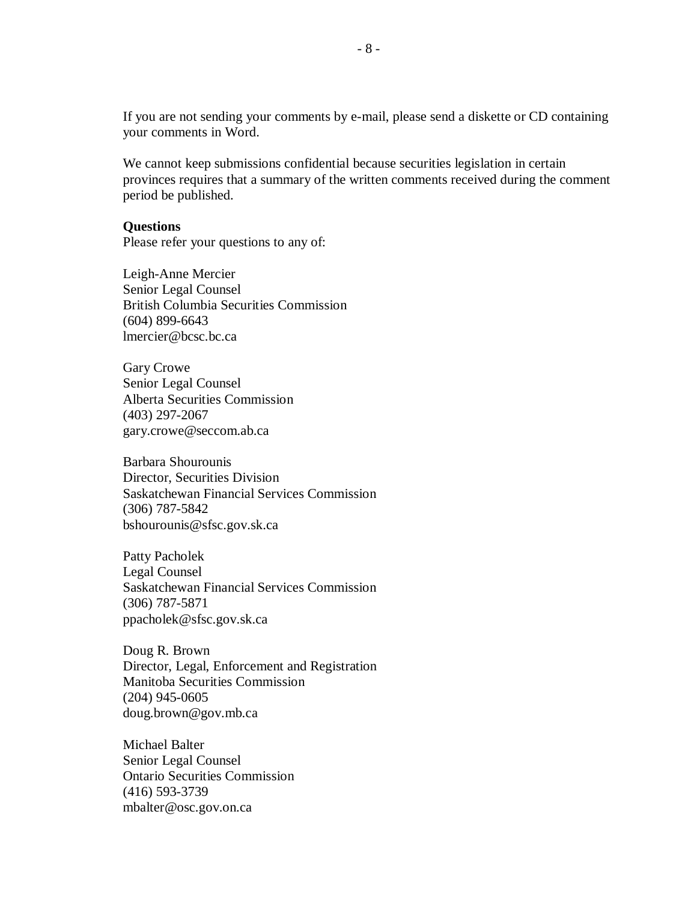If you are not sending your comments by e-mail, please send a diskette or CD containing your comments in Word.

We cannot keep submissions confidential because securities legislation in certain provinces requires that a summary of the written comments received during the comment period be published.

**Questions**
Please refer your questions to any of:

Leigh-Anne Mercier
Senior Legal Counsel
British Columbia Securities Commission
(604) 899-6643
lmercier@bcsc.bc.ca

Gary Crowe
Senior Legal Counsel
Alberta Securities Commission
(403) 297-2067
gary.crowe@seccom.ab.ca

Barbara Shourounis
Director, Securities Division
Saskatchewan Financial Services Commission
(306) 787-5842
bshourounis@sfsc.gov.sk.ca

Patty Pacholek
Legal Counsel
Saskatchewan Financial Services Commission
(306) 787-5871
ppacholek@sfsc.gov.sk.ca

Doug R. Brown
Director, Legal, Enforcement and Registration
Manitoba Securities Commission
(204) 945-0605
doug.brown@gov.mb.ca

Michael Balter
Senior Legal Counsel
Ontario Securities Commission
(416) 593-3739
mbalter@osc.gov.on.ca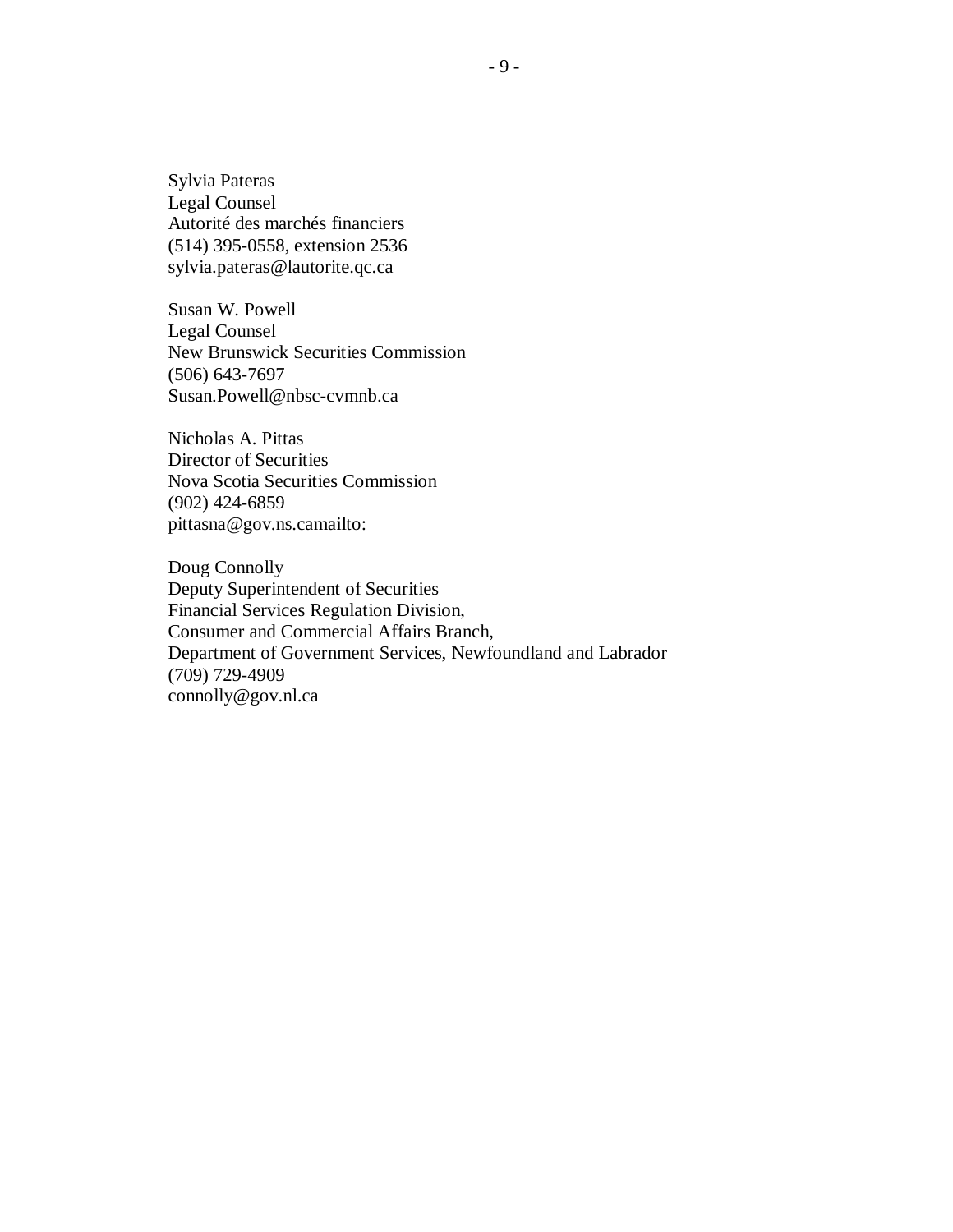Sylvia Pateras
Legal Counsel
Autorité des marchés financiers
(514) 395-0558, extension 2536
sylvia.pateras@lautorite.qc.ca

Susan W. Powell
Legal Counsel
New Brunswick Securities Commission
(506) 643-7697
Susan.Powell@nbsc-cvmnb.ca

Nicholas A. Pittas
Director of Securities
Nova Scotia Securities Commission
(902) 424-6859
pittasna@gov.ns.camailto:

Doug Connolly
Deputy Superintendent of Securities
Financial Services Regulation Division,
Consumer and Commercial Affairs Branch,
Department of Government Services, Newfoundland and Labrador
(709) 729-4909
connolly@gov.nl.ca